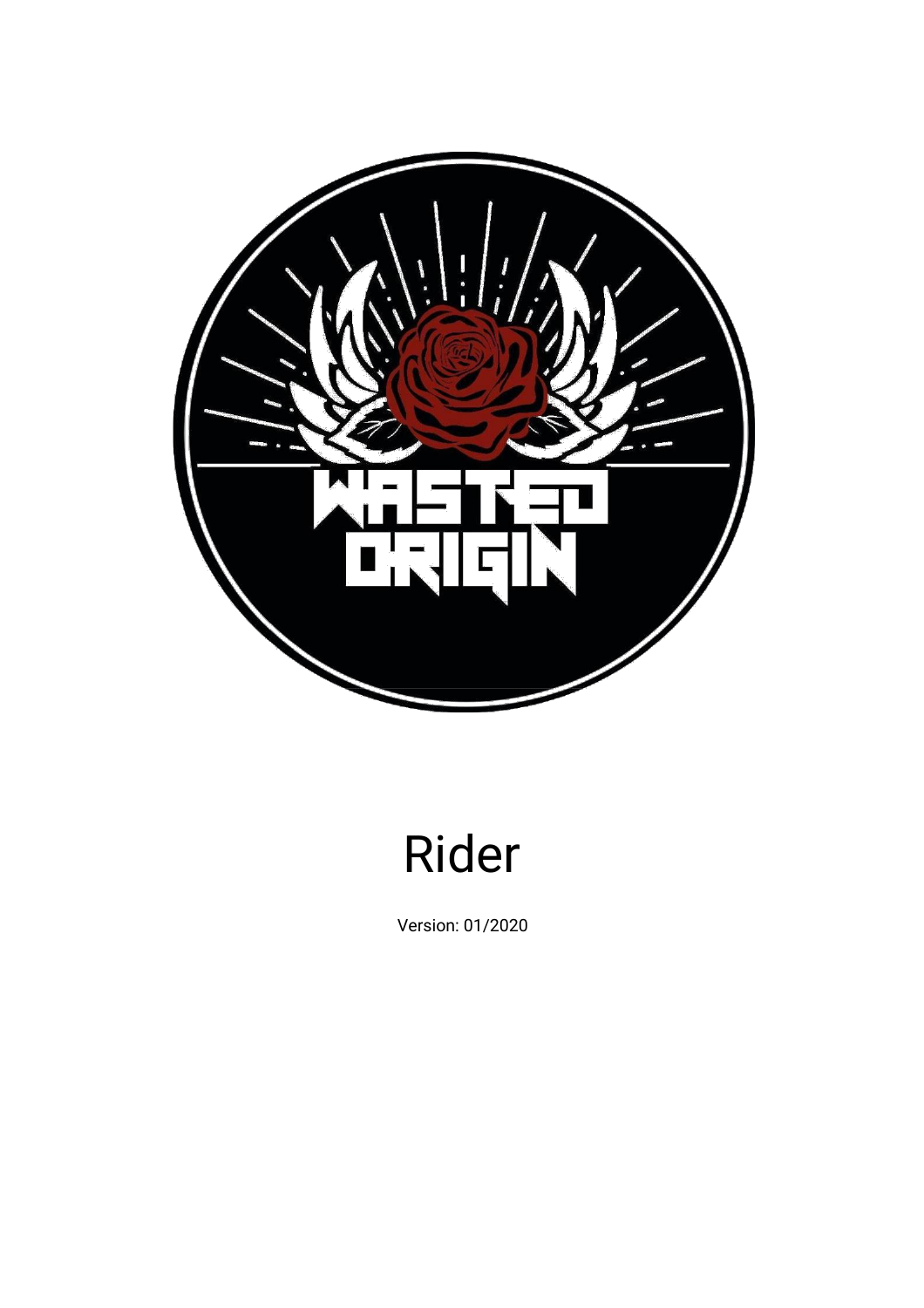# Rider

Version: 01/2020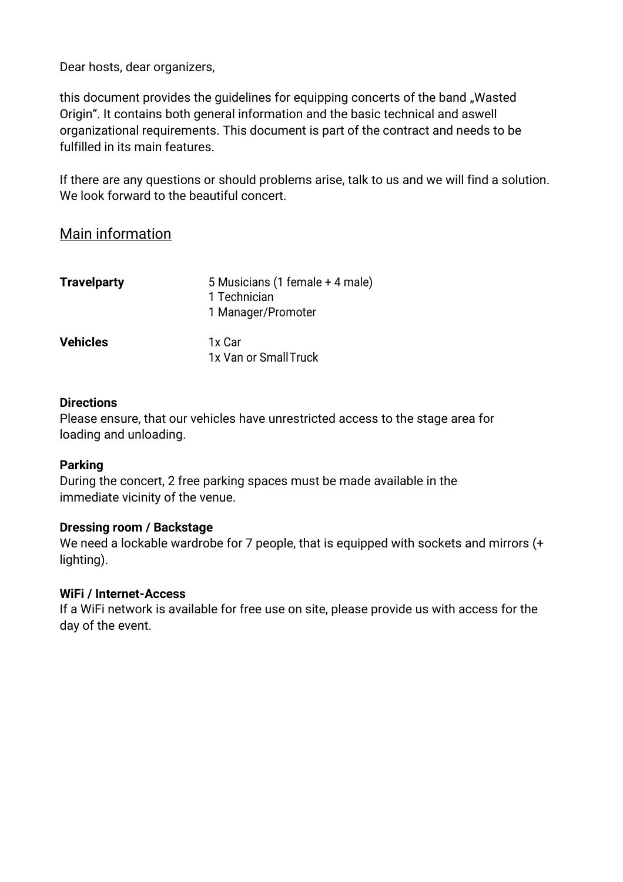Dear hosts, dear organizers,

this document provides the guidelines for equipping concerts of the band „Wasted Origin“. It contains both general information and the basic technical and aswell organizational requirements. This document is part of the contract and needs to be fulfilled in its main features.

If there are any questions or should problems arise, talk to us and we will find a solution. We look forward to the beautiful concert.

## Main information

| | |
|---|---|
| **Travelparty** | 5 Musicians (1 female + 4 male)<br>1 Technician<br>1 Manager/Promoter |
| **Vehicles** | 1x Car<br>1x Van or SmallTruck |

**Directions**
Please ensure, that our vehicles have unrestricted access to the stage area for loading and unloading.

**Parking**
During the concert, 2 free parking spaces must be made available in the immediate vicinity of the venue.

**Dressing room / Backstage**
We need a lockable wardrobe for 7 people, that is equipped with sockets and mirrors (+ lighting).

**WiFi / Internet-Access**
If a WiFi network is available for free use on site, please provide us with access for the day of the event.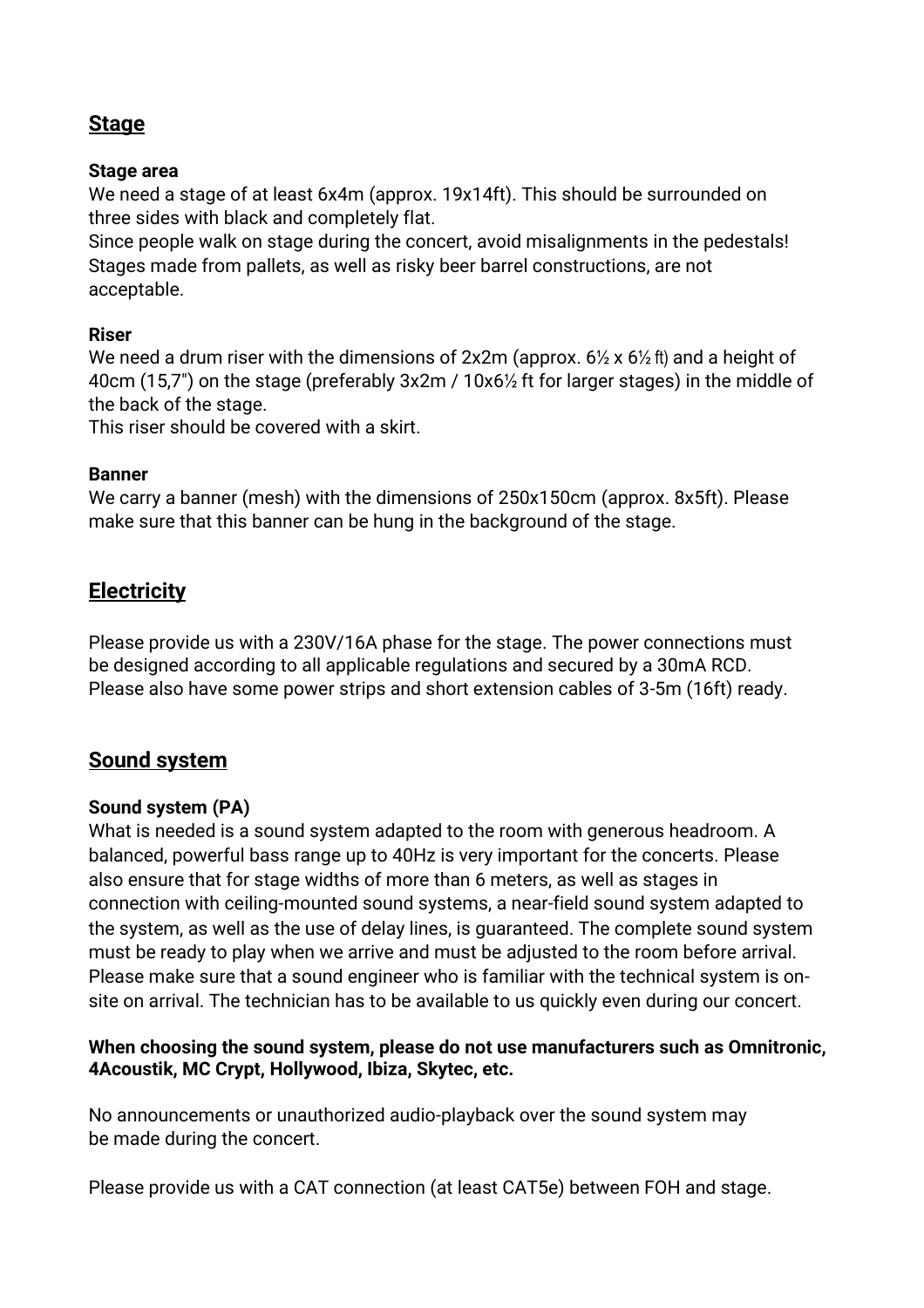## Stage

### Stage area

We need a stage of at least 6x4m (approx. 19x14ft). This should be surrounded on three sides with black and completely flat.
Since people walk on stage during the concert, avoid misalignments in the pedestals!
Stages made from pallets, as well as risky beer barrel constructions, are not acceptable.

### Riser

We need a drum riser with the dimensions of 2x2m (approx. 6½ x 6½ ft) and a height of 40cm (15,7") on the stage (preferably 3x2m / 10x6½ ft for larger stages) in the middle of the back of the stage.
This riser should be covered with a skirt.

### Banner

We carry a banner (mesh) with the dimensions of 250x150cm (approx. 8x5ft). Please make sure that this banner can be hung in the background of the stage.

## Electricity

Please provide us with a 230V/16A phase for the stage. The power connections must be designed according to all applicable regulations and secured by a 30mA RCD.
Please also have some power strips and short extension cables of 3-5m (16ft) ready.

## Sound system

### Sound system (PA)

What is needed is a sound system adapted to the room with generous headroom. A balanced, powerful bass range up to 40Hz is very important for the concerts. Please also ensure that for stage widths of more than 6 meters, as well as stages in connection with ceiling-mounted sound systems, a near-field sound system adapted to the system, as well as the use of delay lines, is guaranteed. The complete sound system must be ready to play when we arrive and must be adjusted to the room before arrival. Please make sure that a sound engineer who is familiar with the technical system is on-site on arrival. The technician has to be available to us quickly even during our concert.

**When choosing the sound system, please do not use manufacturers such as Omnitronic, 4Acoustik, MC Crypt, Hollywood, Ibiza, Skytec, etc.**

No announcements or unauthorized audio-playback over the sound system may be made during the concert.

Please provide us with a CAT connection (at least CAT5e) between FOH and stage.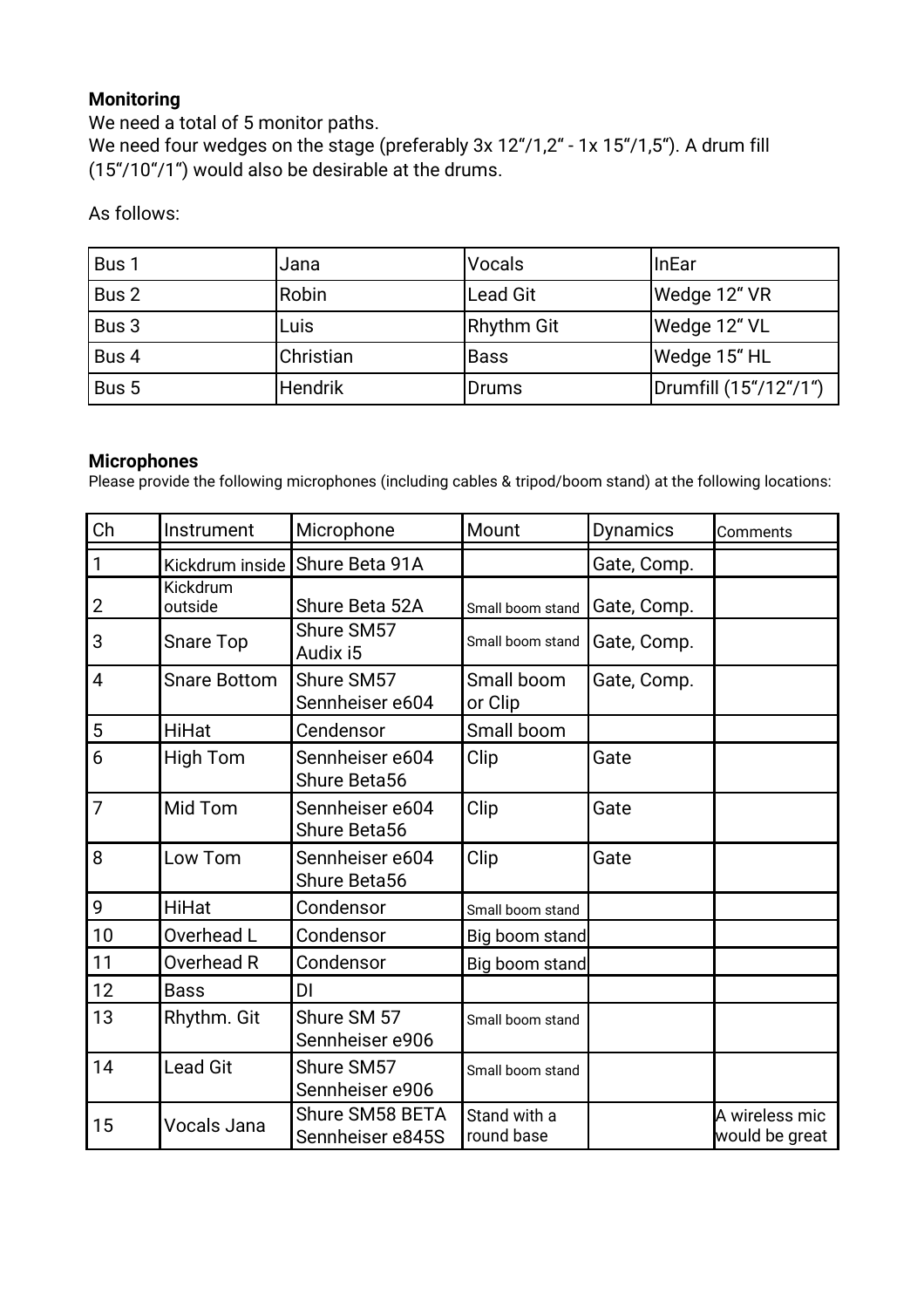**Monitoring**

We need a total of 5 monitor paths.
We need four wedges on the stage (preferably 3x 12"/1,2" - 1x 15"/1,5"). A drum fill (15"/10"/1") would also be desirable at the drums.

As follows:

| Bus 1 | Jana | Vocals | InEar |
|---|---|---|---|
| Bus 2 | Robin | Lead Git | Wedge 12" VR |
| Bus 3 | Luis | Rhythm Git | Wedge 12" VL |
| Bus 4 | Christian | Bass | Wedge 15" HL |
| Bus 5 | Hendrik | Drums | Drumfill (15"/12"/1") |

**Microphones**

Please provide the following microphones (including cables & tripod/boom stand) at the following locations:

| Ch | Instrument | Microphone | Mount | Dynamics | Comments |
|---|---|---|---|---|---|
| 1 | Kickdrum inside | Shure Beta 91A | | Gate, Comp. | |
| 2 | Kickdrum outside | Shure Beta 52A | Small boom stand | Gate, Comp. | |
| 3 | Snare Top | Shure SM57 Audix i5 | Small boom stand | Gate, Comp. | |
| 4 | Snare Bottom | Shure SM57 Sennheiser e604 | Small boom or Clip | Gate, Comp. | |
| 5 | HiHat | Cendensor | Small boom | | |
| 6 | High Tom | Sennheiser e604 Shure Beta56 | Clip | Gate | |
| 7 | Mid Tom | Sennheiser e604 Shure Beta56 | Clip | Gate | |
| 8 | Low Tom | Sennheiser e604 Shure Beta56 | Clip | Gate | |
| 9 | HiHat | Condensor | Small boom stand | | |
| 10 | Overhead L | Condensor | Big boom stand | | |
| 11 | Overhead R | Condensor | Big boom stand | | |
| 12 | Bass | DI | | | |
| 13 | Rhythm. Git | Shure SM 57 Sennheiser e906 | Small boom stand | | |
| 14 | Lead Git | Shure SM57 Sennheiser e906 | Small boom stand | | |
| 15 | Vocals Jana | Shure SM58 BETA Sennheiser e845S | Stand with a round base | | A wireless mic would be great |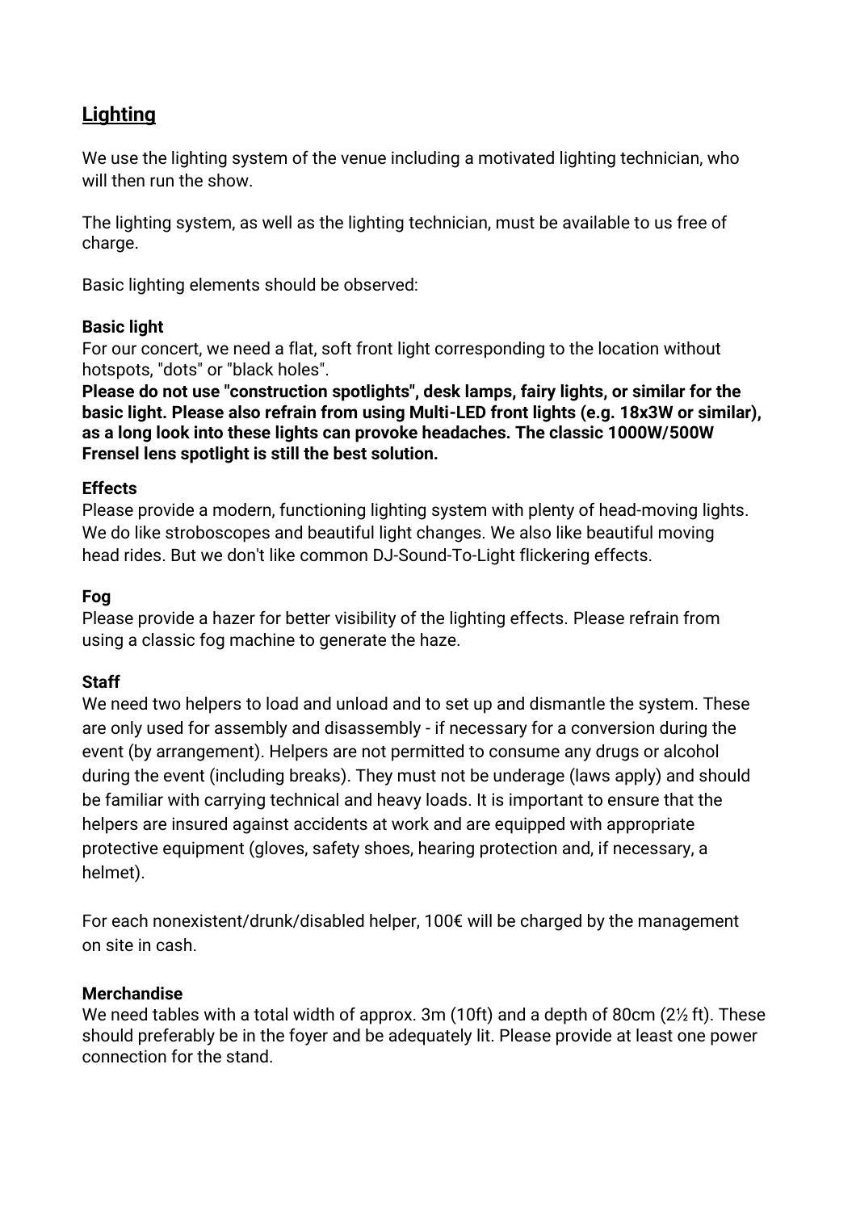## Lighting

We use the lighting system of the venue including a motivated lighting technician, who will then run the show.

The lighting system, as well as the lighting technician, must be available to us free of charge.

Basic lighting elements should be observed:

**Basic light**
For our concert, we need a flat, soft front light corresponding to the location without hotspots, "dots" or "black holes".
**Please do not use "construction spotlights", desk lamps, fairy lights, or similar for the basic light. Please also refrain from using Multi-LED front lights (e.g. 18x3W or similar), as a long look into these lights can provoke headaches. The classic 1000W/500W Frensel lens spotlight is still the best solution.**

**Effects**
Please provide a modern, functioning lighting system with plenty of head-moving lights. We do like stroboscopes and beautiful light changes. We also like beautiful moving head rides. But we don't like common DJ-Sound-To-Light flickering effects.

**Fog**
Please provide a hazer for better visibility of the lighting effects. Please refrain from using a classic fog machine to generate the haze.

**Staff**
We need two helpers to load and unload and to set up and dismantle the system. These are only used for assembly and disassembly - if necessary for a conversion during the event (by arrangement). Helpers are not permitted to consume any drugs or alcohol during the event (including breaks). They must not be underage (laws apply) and should be familiar with carrying technical and heavy loads. It is important to ensure that the helpers are insured against accidents at work and are equipped with appropriate protective equipment (gloves, safety shoes, hearing protection and, if necessary, a helmet).

For each nonexistent/drunk/disabled helper, 100€ will be charged by the management on site in cash.

**Merchandise**
We need tables with a total width of approx. 3m (10ft) and a depth of 80cm (2½ ft). These should preferably be in the foyer and be adequately lit. Please provide at least one power connection for the stand.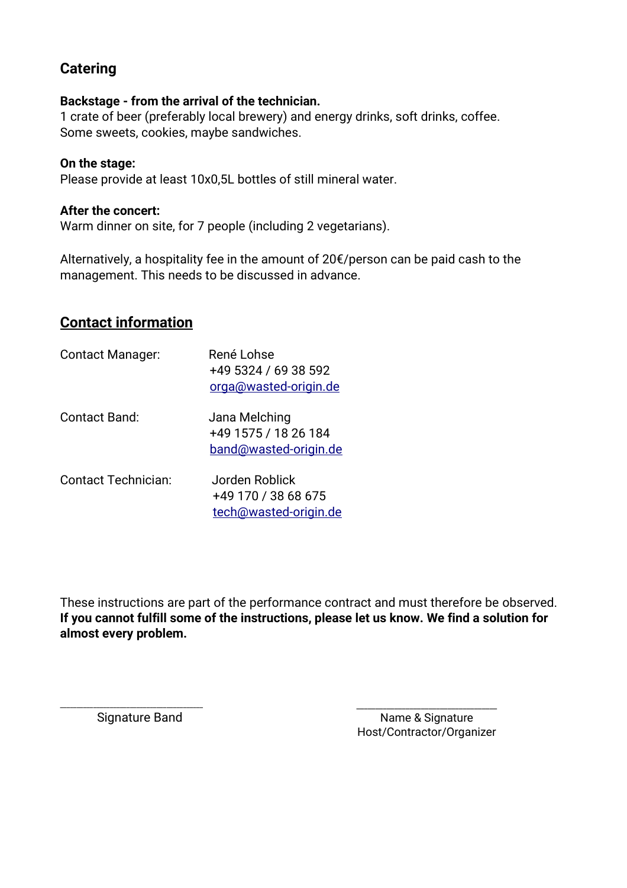## Catering

**Backstage - from the arrival of the technician.**
1 crate of beer (preferably local brewery) and energy drinks, soft drinks, coffee.
Some sweets, cookies, maybe sandwiches.

**On the stage:**
Please provide at least 10x0,5L bottles of still mineral water.

**After the concert:**
Warm dinner on site, for 7 people (including 2 vegetarians).

Alternatively, a hospitality fee in the amount of 20€/person can be paid cash to the management. This needs to be discussed in advance.

## Contact information

| | |
|---|---|
| Contact Manager: | René Lohse<br>+49 5324 / 69 38 592<br>orga@wasted-origin.de |
| Contact Band: | Jana Melching<br>+49 1575 / 18 26 184<br>band@wasted-origin.de |
| Contact Technician: | Jorden Roblick<br>+49 170 / 38 68 675<br>tech@wasted-origin.de |

These instructions are part of the performance contract and must therefore be observed.
**If you cannot fulfill some of the instructions, please let us know. We find a solution for almost every problem.**

\_\_\_\_\_\_\_\_\_\_\_\_\_\_\_\_\_\_\_\_\_\_\_\_
Signature Band

\_\_\_\_\_\_\_\_\_\_\_\_\_\_\_\_\_\_\_\_\_\_\_\_
Name & Signature
Host/Contractor/Organizer